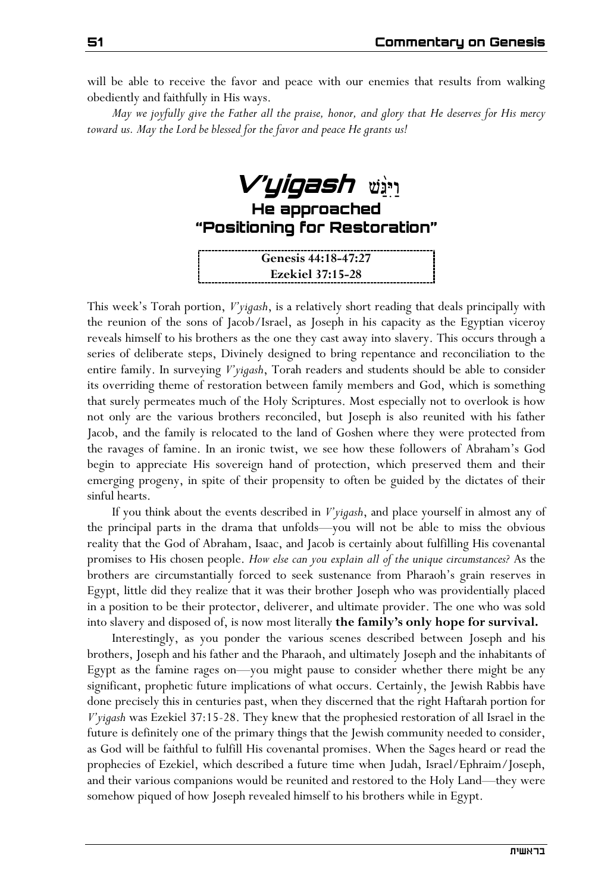will be able to receive the favor and peace with our enemies that results from walking obediently and faithfully in His ways.

*May we joyfully give the Father all the praise, honor, and glory that He deserves for His mercy toward us. May the Lord be blessed for the favor and peace He grants us!*

# V'yigash וַיִּגַּשׁ

## He approached
## "Positioning for Restoration"

**Genesis 44:18-47:27**
**Ezekiel 37:15-28**

This week's Torah portion, *V'yigash*, is a relatively short reading that deals principally with the reunion of the sons of Jacob/Israel, as Joseph in his capacity as the Egyptian viceroy reveals himself to his brothers as the one they cast away into slavery. This occurs through a series of deliberate steps, Divinely designed to bring repentance and reconciliation to the entire family. In surveying *V'yigash*, Torah readers and students should be able to consider its overriding theme of restoration between family members and God, which is something that surely permeates much of the Holy Scriptures. Most especially not to overlook is how not only are the various brothers reconciled, but Joseph is also reunited with his father Jacob, and the family is relocated to the land of Goshen where they were protected from the ravages of famine. In an ironic twist, we see how these followers of Abraham's God begin to appreciate His sovereign hand of protection, which preserved them and their emerging progeny, in spite of their propensity to often be guided by the dictates of their sinful hearts.

If you think about the events described in *V'yigash*, and place yourself in almost any of the principal parts in the drama that unfolds—you will not be able to miss the obvious reality that the God of Abraham, Isaac, and Jacob is certainly about fulfilling His covenantal promises to His chosen people. *How else can you explain all of the unique circumstances?* As the brothers are circumstantially forced to seek sustenance from Pharaoh's grain reserves in Egypt, little did they realize that it was their brother Joseph who was providentially placed in a position to be their protector, deliverer, and ultimate provider. The one who was sold into slavery and disposed of, is now most literally **the family's only hope for survival.**

Interestingly, as you ponder the various scenes described between Joseph and his brothers, Joseph and his father and the Pharaoh, and ultimately Joseph and the inhabitants of Egypt as the famine rages on—you might pause to consider whether there might be any significant, prophetic future implications of what occurs. Certainly, the Jewish Rabbis have done precisely this in centuries past, when they discerned that the right Haftarah portion for *V'yigash* was Ezekiel 37:15-28. They knew that the prophesied restoration of all Israel in the future is definitely one of the primary things that the Jewish community needed to consider, as God will be faithful to fulfill His covenantal promises. When the Sages heard or read the prophecies of Ezekiel, which described a future time when Judah, Israel/Ephraim/Joseph, and their various companions would be reunited and restored to the Holy Land—they were somehow piqued of how Joseph revealed himself to his brothers while in Egypt.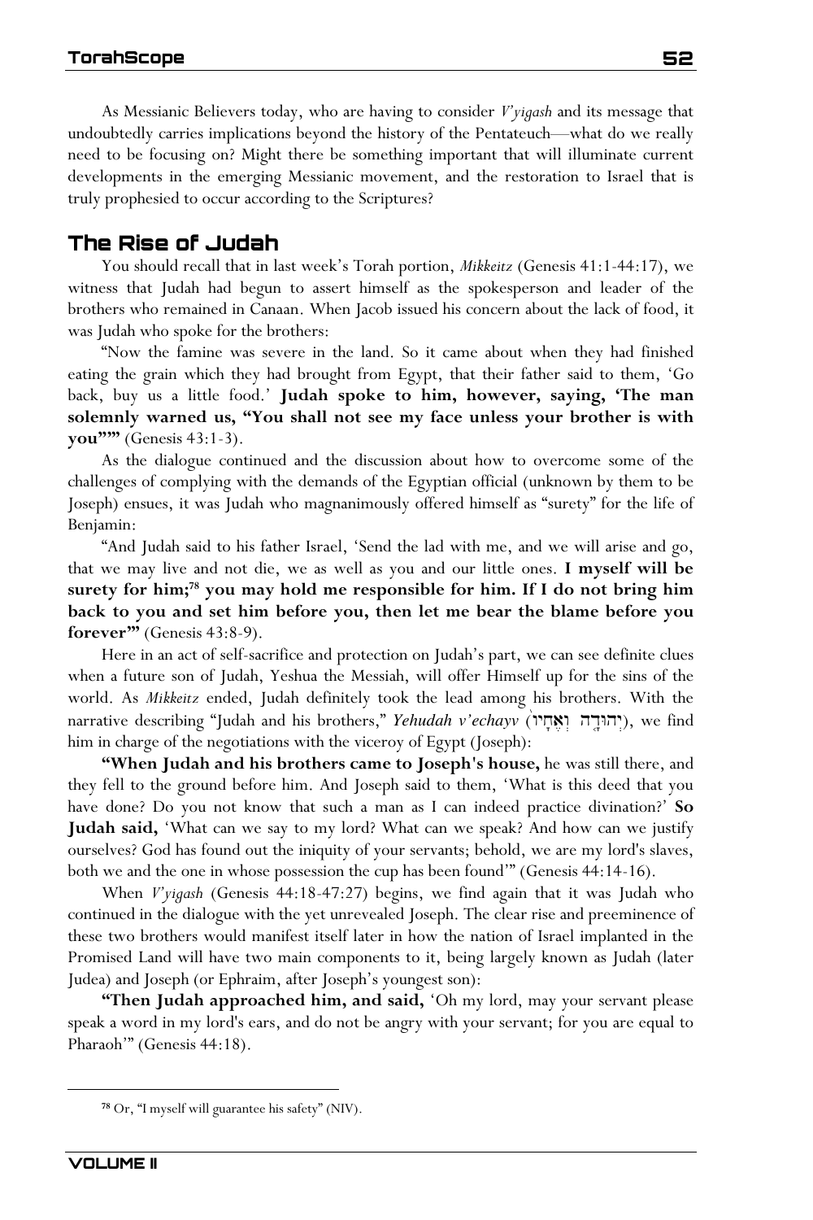As Messianic Believers today, who are having to consider *V'yigash* and its message that undoubtedly carries implications beyond the history of the Pentateuch—what do we really need to be focusing on? Might there be something important that will illuminate current developments in the emerging Messianic movement, and the restoration to Israel that is truly prophesied to occur according to the Scriptures?

## The Rise of Judah

You should recall that in last week's Torah portion, *Mikkeitz* (Genesis 41:1-44:17), we witness that Judah had begun to assert himself as the spokesperson and leader of the brothers who remained in Canaan. When Jacob issued his concern about the lack of food, it was Judah who spoke for the brothers:

"Now the famine was severe in the land. So it came about when they had finished eating the grain which they had brought from Egypt, that their father said to them, 'Go back, buy us a little food.' **Judah spoke to him, however, saying, 'The man solemnly warned us, "You shall not see my face unless your brother is with you"'"** (Genesis 43:1-3).

As the dialogue continued and the discussion about how to overcome some of the challenges of complying with the demands of the Egyptian official (unknown by them to be Joseph) ensues, it was Judah who magnanimously offered himself as "surety" for the life of Benjamin:

"And Judah said to his father Israel, 'Send the lad with me, and we will arise and go, that we may live and not die, we as well as you and our little ones. **I myself will be surety for him;[78] you may hold me responsible for him. If I do not bring him back to you and set him before you, then let me bear the blame before you forever'"** (Genesis 43:8-9).

Here in an act of self-sacrifice and protection on Judah's part, we can see definite clues when a future son of Judah, Yeshua the Messiah, will offer Himself up for the sins of the world. As *Mikkeitz* ended, Judah definitely took the lead among his brothers. With the narrative describing "Judah and his brothers," *Yehudah v'echayv* (יְהוּדָה וְאֶחָיו), we find him in charge of the negotiations with the viceroy of Egypt (Joseph):

**"When Judah and his brothers came to Joseph's house,** he was still there, and they fell to the ground before him. And Joseph said to them, 'What is this deed that you have done? Do you not know that such a man as I can indeed practice divination?' **So Judah said,** 'What can we say to my lord? What can we speak? And how can we justify ourselves? God has found out the iniquity of your servants; behold, we are my lord's slaves, both we and the one in whose possession the cup has been found'" (Genesis 44:14-16).

When *V'yigash* (Genesis 44:18-47:27) begins, we find again that it was Judah who continued in the dialogue with the yet unrevealed Joseph. The clear rise and preeminence of these two brothers would manifest itself later in how the nation of Israel implanted in the Promised Land will have two main components to it, being largely known as Judah (later Judea) and Joseph (or Ephraim, after Joseph's youngest son):

**"Then Judah approached him, and said,** 'Oh my lord, may your servant please speak a word in my lord's ears, and do not be angry with your servant; for you are equal to Pharaoh'" (Genesis 44:18).

---

[78] Or, "I myself will guarantee his safety" (NIV).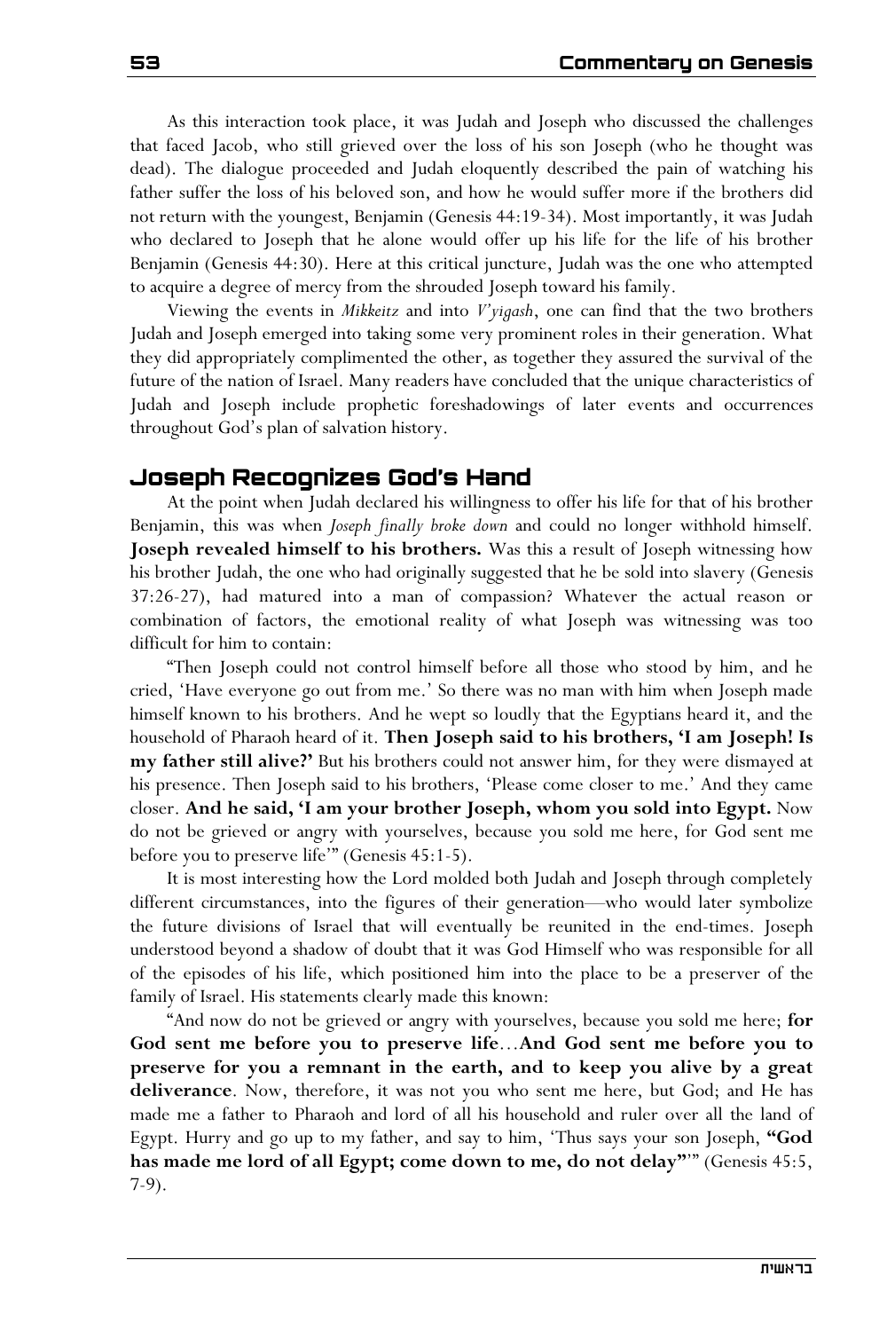As this interaction took place, it was Judah and Joseph who discussed the challenges that faced Jacob, who still grieved over the loss of his son Joseph (who he thought was dead). The dialogue proceeded and Judah eloquently described the pain of watching his father suffer the loss of his beloved son, and how he would suffer more if the brothers did not return with the youngest, Benjamin (Genesis 44:19-34). Most importantly, it was Judah who declared to Joseph that he alone would offer up his life for the life of his brother Benjamin (Genesis 44:30). Here at this critical juncture, Judah was the one who attempted to acquire a degree of mercy from the shrouded Joseph toward his family.

Viewing the events in *Mikkeitz* and into *V'yigash*, one can find that the two brothers Judah and Joseph emerged into taking some very prominent roles in their generation. What they did appropriately complimented the other, as together they assured the survival of the future of the nation of Israel. Many readers have concluded that the unique characteristics of Judah and Joseph include prophetic foreshadowings of later events and occurrences throughout God's plan of salvation history.

## Joseph Recognizes God's Hand

At the point when Judah declared his willingness to offer his life for that of his brother Benjamin, this was when *Joseph finally broke down* and could no longer withhold himself. **Joseph revealed himself to his brothers.** Was this a result of Joseph witnessing how his brother Judah, the one who had originally suggested that he be sold into slavery (Genesis 37:26-27), had matured into a man of compassion? Whatever the actual reason or combination of factors, the emotional reality of what Joseph was witnessing was too difficult for him to contain:

"Then Joseph could not control himself before all those who stood by him, and he cried, 'Have everyone go out from me.' So there was no man with him when Joseph made himself known to his brothers. And he wept so loudly that the Egyptians heard it, and the household of Pharaoh heard of it. **Then Joseph said to his brothers, 'I am Joseph! Is my father still alive?'** But his brothers could not answer him, for they were dismayed at his presence. Then Joseph said to his brothers, 'Please come closer to me.' And they came closer. **And he said, 'I am your brother Joseph, whom you sold into Egypt.** Now do not be grieved or angry with yourselves, because you sold me here, for God sent me before you to preserve life'" (Genesis 45:1-5).

It is most interesting how the Lord molded both Judah and Joseph through completely different circumstances, into the figures of their generation—who would later symbolize the future divisions of Israel that will eventually be reunited in the end-times. Joseph understood beyond a shadow of doubt that it was God Himself who was responsible for all of the episodes of his life, which positioned him into the place to be a preserver of the family of Israel. His statements clearly made this known:

"And now do not be grieved or angry with yourselves, because you sold me here; **for God sent me before you to preserve life**...**And God sent me before you to preserve for you a remnant in the earth, and to keep you alive by a great deliverance**. Now, therefore, it was not you who sent me here, but God; and He has made me a father to Pharaoh and lord of all his household and ruler over all the land of Egypt. Hurry and go up to my father, and say to him, 'Thus says your son Joseph, **"God has made me lord of all Egypt; come down to me, do not delay"**'" (Genesis 45:5, 7-9).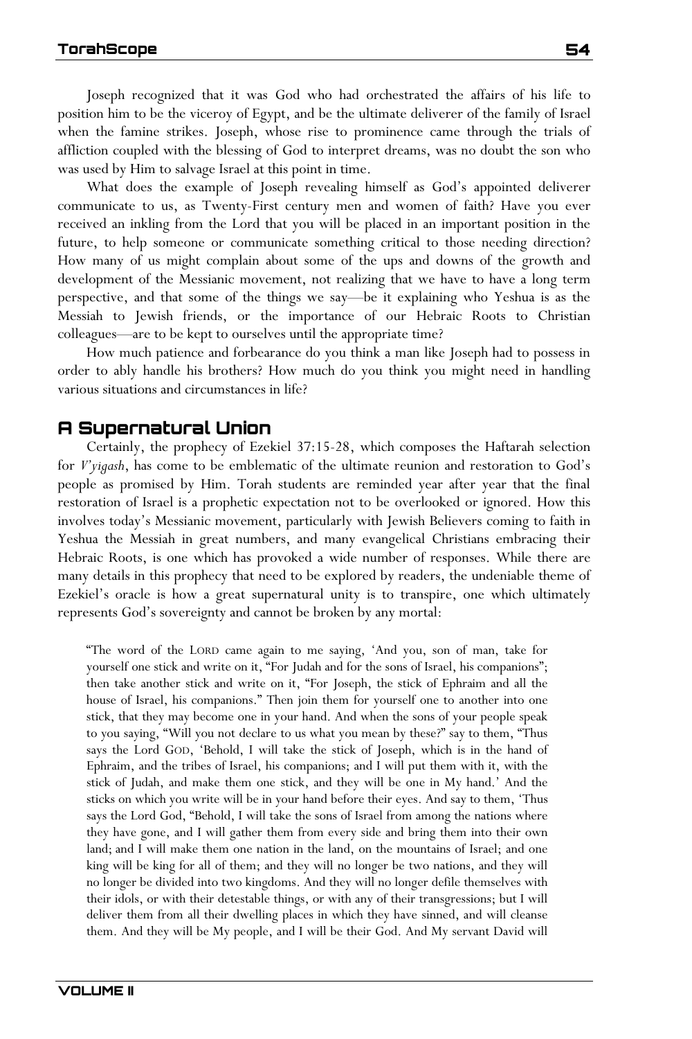Joseph recognized that it was God who had orchestrated the affairs of his life to position him to be the viceroy of Egypt, and be the ultimate deliverer of the family of Israel when the famine strikes. Joseph, whose rise to prominence came through the trials of affliction coupled with the blessing of God to interpret dreams, was no doubt the son who was used by Him to salvage Israel at this point in time.

What does the example of Joseph revealing himself as God's appointed deliverer communicate to us, as Twenty-First century men and women of faith? Have you ever received an inkling from the Lord that you will be placed in an important position in the future, to help someone or communicate something critical to those needing direction? How many of us might complain about some of the ups and downs of the growth and development of the Messianic movement, not realizing that we have to have a long term perspective, and that some of the things we say—be it explaining who Yeshua is as the Messiah to Jewish friends, or the importance of our Hebraic Roots to Christian colleagues—are to be kept to ourselves until the appropriate time?

How much patience and forbearance do you think a man like Joseph had to possess in order to ably handle his brothers? How much do you think you might need in handling various situations and circumstances in life?

## A Supernatural Union

Certainly, the prophecy of Ezekiel 37:15-28, which composes the Haftarah selection for *V'yigash*, has come to be emblematic of the ultimate reunion and restoration to God's people as promised by Him. Torah students are reminded year after year that the final restoration of Israel is a prophetic expectation not to be overlooked or ignored. How this involves today's Messianic movement, particularly with Jewish Believers coming to faith in Yeshua the Messiah in great numbers, and many evangelical Christians embracing their Hebraic Roots, is one which has provoked a wide number of responses. While there are many details in this prophecy that need to be explored by readers, the undeniable theme of Ezekiel's oracle is how a great supernatural unity is to transpire, one which ultimately represents God's sovereignty and cannot be broken by any mortal:

> "The word of the LORD came again to me saying, 'And you, son of man, take for yourself one stick and write on it, "For Judah and for the sons of Israel, his companions"; then take another stick and write on it, "For Joseph, the stick of Ephraim and all the house of Israel, his companions." Then join them for yourself one to another into one stick, that they may become one in your hand. And when the sons of your people speak to you saying, "Will you not declare to us what you mean by these?" say to them, "Thus says the Lord GOD, 'Behold, I will take the stick of Joseph, which is in the hand of Ephraim, and the tribes of Israel, his companions; and I will put them with it, with the stick of Judah, and make them one stick, and they will be one in My hand.' And the sticks on which you write will be in your hand before their eyes. And say to them, 'Thus says the Lord God, "Behold, I will take the sons of Israel from among the nations where they have gone, and I will gather them from every side and bring them into their own land; and I will make them one nation in the land, on the mountains of Israel; and one king will be king for all of them; and they will no longer be two nations, and they will no longer be divided into two kingdoms. And they will no longer defile themselves with their idols, or with their detestable things, or with any of their transgressions; but I will deliver them from all their dwelling places in which they have sinned, and will cleanse them. And they will be My people, and I will be their God. And My servant David will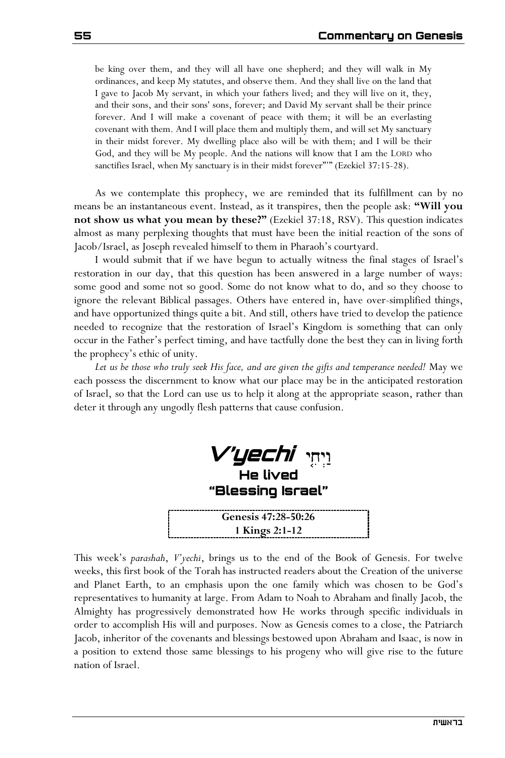be king over them, and they will all have one shepherd; and they will walk in My ordinances, and keep My statutes, and observe them. And they shall live on the land that I gave to Jacob My servant, in which your fathers lived; and they will live on it, they, and their sons, and their sons' sons, forever; and David My servant shall be their prince forever. And I will make a covenant of peace with them; it will be an everlasting covenant with them. And I will place them and multiply them, and will set My sanctuary in their midst forever. My dwelling place also will be with them; and I will be their God, and they will be My people. And the nations will know that I am the LORD who sanctifies Israel, when My sanctuary is in their midst forever"'" (Ezekiel 37:15-28).

As we contemplate this prophecy, we are reminded that its fulfillment can by no means be an instantaneous event. Instead, as it transpires, then the people ask: **"Will you not show us what you mean by these?"** (Ezekiel 37:18, RSV). This question indicates almost as many perplexing thoughts that must have been the initial reaction of the sons of Jacob/Israel, as Joseph revealed himself to them in Pharaoh's courtyard.

I would submit that if we have begun to actually witness the final stages of Israel's restoration in our day, that this question has been answered in a large number of ways: some good and some not so good. Some do not know what to do, and so they choose to ignore the relevant Biblical passages. Others have entered in, have over-simplified things, and have opportunized things quite a bit. And still, others have tried to develop the patience needed to recognize that the restoration of Israel's Kingdom is something that can only occur in the Father's perfect timing, and have tactfully done the best they can in living forth the prophecy's ethic of unity.

*Let us be those who truly seek His face, and are given the gifts and temperance needed!* May we each possess the discernment to know what our place may be in the anticipated restoration of Israel, so that the Lord can use us to help it along at the appropriate season, rather than deter it through any ungodly flesh patterns that cause confusion.

# *V'yechi* וַיְחִי
## He lived
## "Blessing Israel"

**Genesis 47:28-50:26**
**1 Kings 2:1-12**

This week's *parashah*, *V'yechi*, brings us to the end of the Book of Genesis. For twelve weeks, this first book of the Torah has instructed readers about the Creation of the universe and Planet Earth, to an emphasis upon the one family which was chosen to be God's representatives to humanity at large. From Adam to Noah to Abraham and finally Jacob, the Almighty has progressively demonstrated how He works through specific individuals in order to accomplish His will and purposes. Now as Genesis comes to a close, the Patriarch Jacob, inheritor of the covenants and blessings bestowed upon Abraham and Isaac, is now in a position to extend those same blessings to his progeny who will give rise to the future nation of Israel.